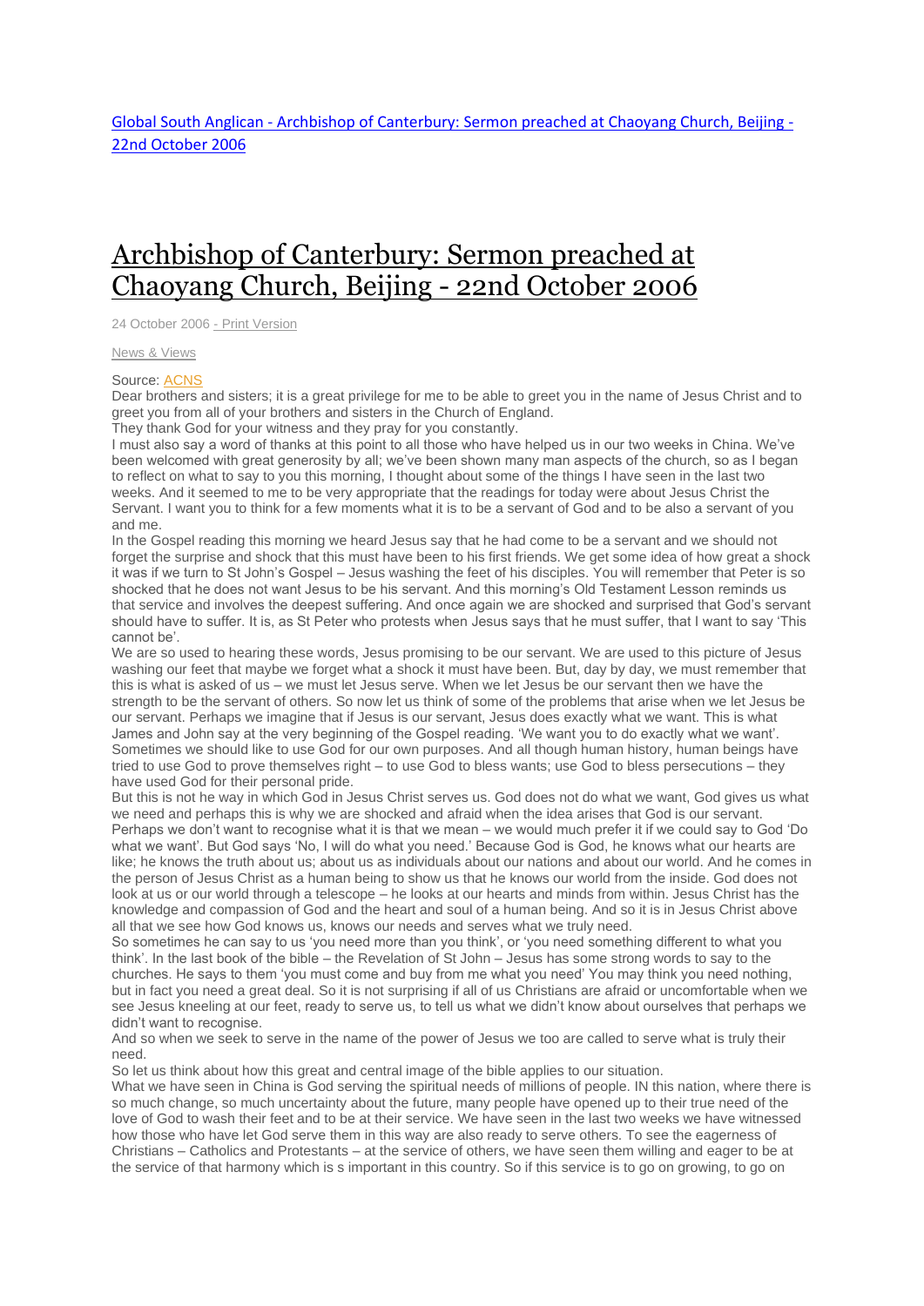[Global South Anglican - Archbishop of Canterbury: Sermon preached at Chaoyang Church, Beijing - 22nd October 2006]

# [Archbishop of Canterbury: Sermon preached at Chaoyang Church, Beijing - 22nd October 2006]

24 October 2006 - Print Version

News & Views

Source: ACNS

Dear brothers and sisters; it is a great privilege for me to be able to greet you in the name of Jesus Christ and to greet you from all of your brothers and sisters in the Church of England.

They thank God for your witness and they pray for you constantly.

I must also say a word of thanks at this point to all those who have helped us in our two weeks in China. We've been welcomed with great generosity by all; we've been shown many man aspects of the church, so as I began to reflect on what to say to you this morning, I thought about some of the things I have seen in the last two weeks. And it seemed to me to be very appropriate that the readings for today were about Jesus Christ the Servant. I want you to think for a few moments what it is to be a servant of God and to be also a servant of you and me.

In the Gospel reading this morning we heard Jesus say that he had come to be a servant and we should not forget the surprise and shock that this must have been to his first friends. We get some idea of how great a shock it was if we turn to St John's Gospel – Jesus washing the feet of his disciples. You will remember that Peter is so shocked that he does not want Jesus to be his servant. And this morning's Old Testament Lesson reminds us that service and involves the deepest suffering. And once again we are shocked and surprised that God's servant should have to suffer. It is, as St Peter who protests when Jesus says that he must suffer, that I want to say 'This cannot be'.

We are so used to hearing these words, Jesus promising to be our servant. We are used to this picture of Jesus washing our feet that maybe we forget what a shock it must have been. But, day by day, we must remember that this is what is asked of us – we must let Jesus serve. When we let Jesus be our servant then we have the strength to be the servant of others. So now let us think of some of the problems that arise when we let Jesus be our servant. Perhaps we imagine that if Jesus is our servant, Jesus does exactly what we want. This is what James and John say at the very beginning of the Gospel reading. 'We want you to do exactly what we want'. Sometimes we should like to use God for our own purposes. And all though human history, human beings have tried to use God to prove themselves right – to use God to bless wants; use God to bless persecutions – they have used God for their personal pride.

But this is not he way in which God in Jesus Christ serves us. God does not do what we want, God gives us what we need and perhaps this is why we are shocked and afraid when the idea arises that God is our servant. Perhaps we don't want to recognise what it is that we mean – we would much prefer it if we could say to God 'Do what we want'. But God says 'No, I will do what you need.' Because God is God, he knows what our hearts are like; he knows the truth about us; about us as individuals about our nations and about our world. And he comes in the person of Jesus Christ as a human being to show us that he knows our world from the inside. God does not look at us or our world through a telescope – he looks at our hearts and minds from within. Jesus Christ has the knowledge and compassion of God and the heart and soul of a human being. And so it is in Jesus Christ above all that we see how God knows us, knows our needs and serves what we truly need.

So sometimes he can say to us 'you need more than you think', or 'you need something different to what you think'. In the last book of the bible – the Revelation of St John – Jesus has some strong words to say to the churches. He says to them 'you must come and buy from me what you need' You may think you need nothing, but in fact you need a great deal. So it is not surprising if all of us Christians are afraid or uncomfortable when we see Jesus kneeling at our feet, ready to serve us, to tell us what we didn't know about ourselves that perhaps we didn't want to recognise.

And so when we seek to serve in the name of the power of Jesus we too are called to serve what is truly their need.

So let us think about how this great and central image of the bible applies to our situation.

What we have seen in China is God serving the spiritual needs of millions of people. IN this nation, where there is so much change, so much uncertainty about the future, many people have opened up to their true need of the love of God to wash their feet and to be at their service. We have seen in the last two weeks we have witnessed how those who have let God serve them in this way are also ready to serve others. To see the eagerness of Christians – Catholics and Protestants – at the service of others, we have seen them willing and eager to be at the service of that harmony which is s important in this country. So if this service is to go on growing, to go on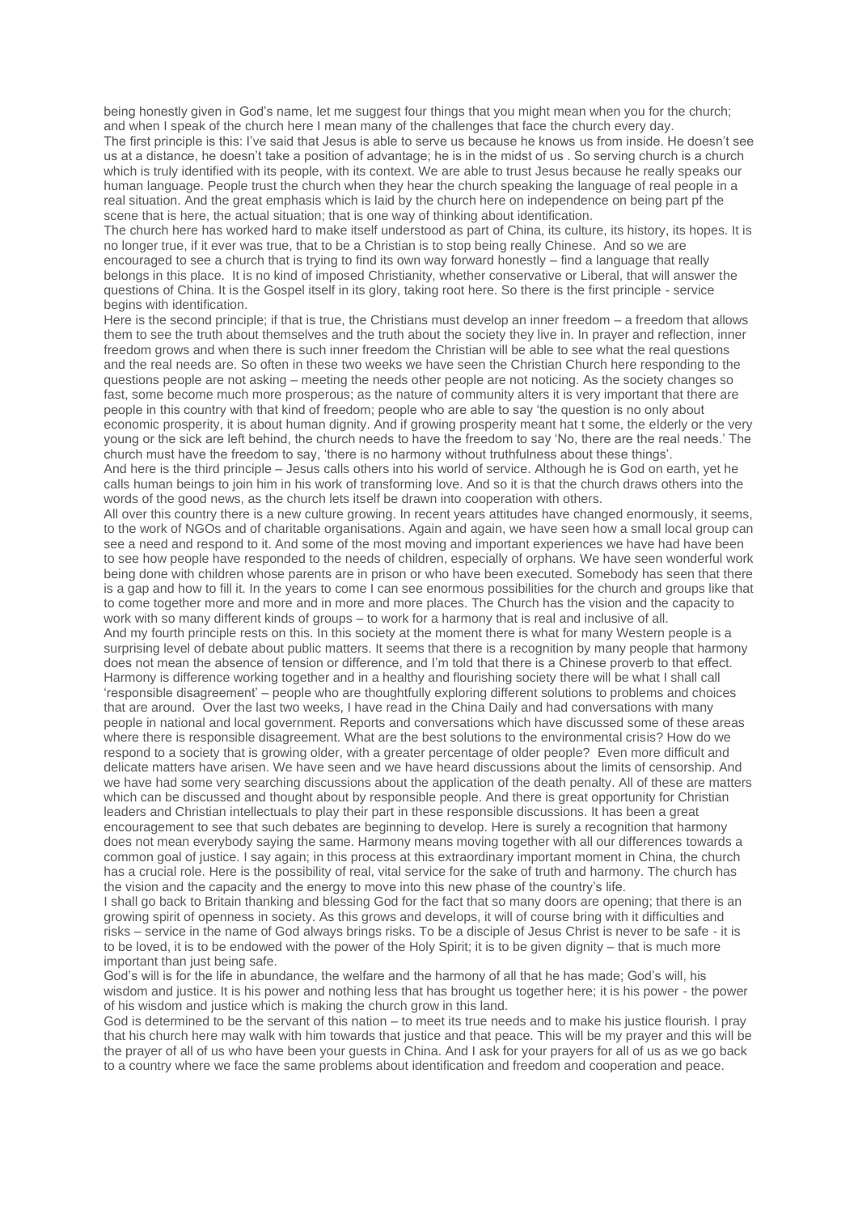being honestly given in God's name, let me suggest four things that you might mean when you for the church; and when I speak of the church here I mean many of the challenges that face the church every day.

The first principle is this: I've said that Jesus is able to serve us because he knows us from inside. He doesn't see us at a distance, he doesn't take a position of advantage; he is in the midst of us . So serving church is a church which is truly identified with its people, with its context. We are able to trust Jesus because he really speaks our human language. People trust the church when they hear the church speaking the language of real people in a real situation. And the great emphasis which is laid by the church here on independence on being part pf the scene that is here, the actual situation; that is one way of thinking about identification.

The church here has worked hard to make itself understood as part of China, its culture, its history, its hopes. It is no longer true, if it ever was true, that to be a Christian is to stop being really Chinese. And so we are encouraged to see a church that is trying to find its own way forward honestly – find a language that really belongs in this place. It is no kind of imposed Christianity, whether conservative or Liberal, that will answer the questions of China. It is the Gospel itself in its glory, taking root here. So there is the first principle - service begins with identification.

Here is the second principle; if that is true, the Christians must develop an inner freedom – a freedom that allows them to see the truth about themselves and the truth about the society they live in. In prayer and reflection, inner freedom grows and when there is such inner freedom the Christian will be able to see what the real questions and the real needs are. So often in these two weeks we have seen the Christian Church here responding to the questions people are not asking – meeting the needs other people are not noticing. As the society changes so fast, some become much more prosperous; as the nature of community alters it is very important that there are people in this country with that kind of freedom; people who are able to say 'the question is no only about economic prosperity, it is about human dignity. And if growing prosperity meant hat t some, the elderly or the very young or the sick are left behind, the church needs to have the freedom to say 'No, there are the real needs.' The church must have the freedom to say, 'there is no harmony without truthfulness about these things'.

And here is the third principle – Jesus calls others into his world of service. Although he is God on earth, yet he calls human beings to join him in his work of transforming love. And so it is that the church draws others into the words of the good news, as the church lets itself be drawn into cooperation with others.

All over this country there is a new culture growing. In recent years attitudes have changed enormously, it seems, to the work of NGOs and of charitable organisations. Again and again, we have seen how a small local group can see a need and respond to it. And some of the most moving and important experiences we have had have been to see how people have responded to the needs of children, especially of orphans. We have seen wonderful work being done with children whose parents are in prison or who have been executed. Somebody has seen that there is a gap and how to fill it. In the years to come I can see enormous possibilities for the church and groups like that to come together more and more and in more and more places. The Church has the vision and the capacity to work with so many different kinds of groups – to work for a harmony that is real and inclusive of all.

And my fourth principle rests on this. In this society at the moment there is what for many Western people is a surprising level of debate about public matters. It seems that there is a recognition by many people that harmony does not mean the absence of tension or difference, and I'm told that there is a Chinese proverb to that effect. Harmony is difference working together and in a healthy and flourishing society there will be what I shall call 'responsible disagreement' – people who are thoughtfully exploring different solutions to problems and choices that are around. Over the last two weeks, I have read in the China Daily and had conversations with many people in national and local government. Reports and conversations which have discussed some of these areas where there is responsible disagreement. What are the best solutions to the environmental crisis? How do we respond to a society that is growing older, with a greater percentage of older people? Even more difficult and delicate matters have arisen. We have seen and we have heard discussions about the limits of censorship. And we have had some very searching discussions about the application of the death penalty. All of these are matters which can be discussed and thought about by responsible people. And there is great opportunity for Christian leaders and Christian intellectuals to play their part in these responsible discussions. It has been a great encouragement to see that such debates are beginning to develop. Here is surely a recognition that harmony does not mean everybody saying the same. Harmony means moving together with all our differences towards a common goal of justice. I say again; in this process at this extraordinary important moment in China, the church has a crucial role. Here is the possibility of real, vital service for the sake of truth and harmony. The church has the vision and the capacity and the energy to move into this new phase of the country's life.

I shall go back to Britain thanking and blessing God for the fact that so many doors are opening; that there is an growing spirit of openness in society. As this grows and develops, it will of course bring with it difficulties and risks – service in the name of God always brings risks. To be a disciple of Jesus Christ is never to be safe - it is to be loved, it is to be endowed with the power of the Holy Spirit; it is to be given dignity – that is much more important than just being safe.

God's will is for the life in abundance, the welfare and the harmony of all that he has made; God's will, his wisdom and justice. It is his power and nothing less that has brought us together here; it is his power - the power of his wisdom and justice which is making the church grow in this land.

God is determined to be the servant of this nation – to meet its true needs and to make his justice flourish. I pray that his church here may walk with him towards that justice and that peace. This will be my prayer and this will be the prayer of all of us who have been your guests in China. And I ask for your prayers for all of us as we go back to a country where we face the same problems about identification and freedom and cooperation and peace.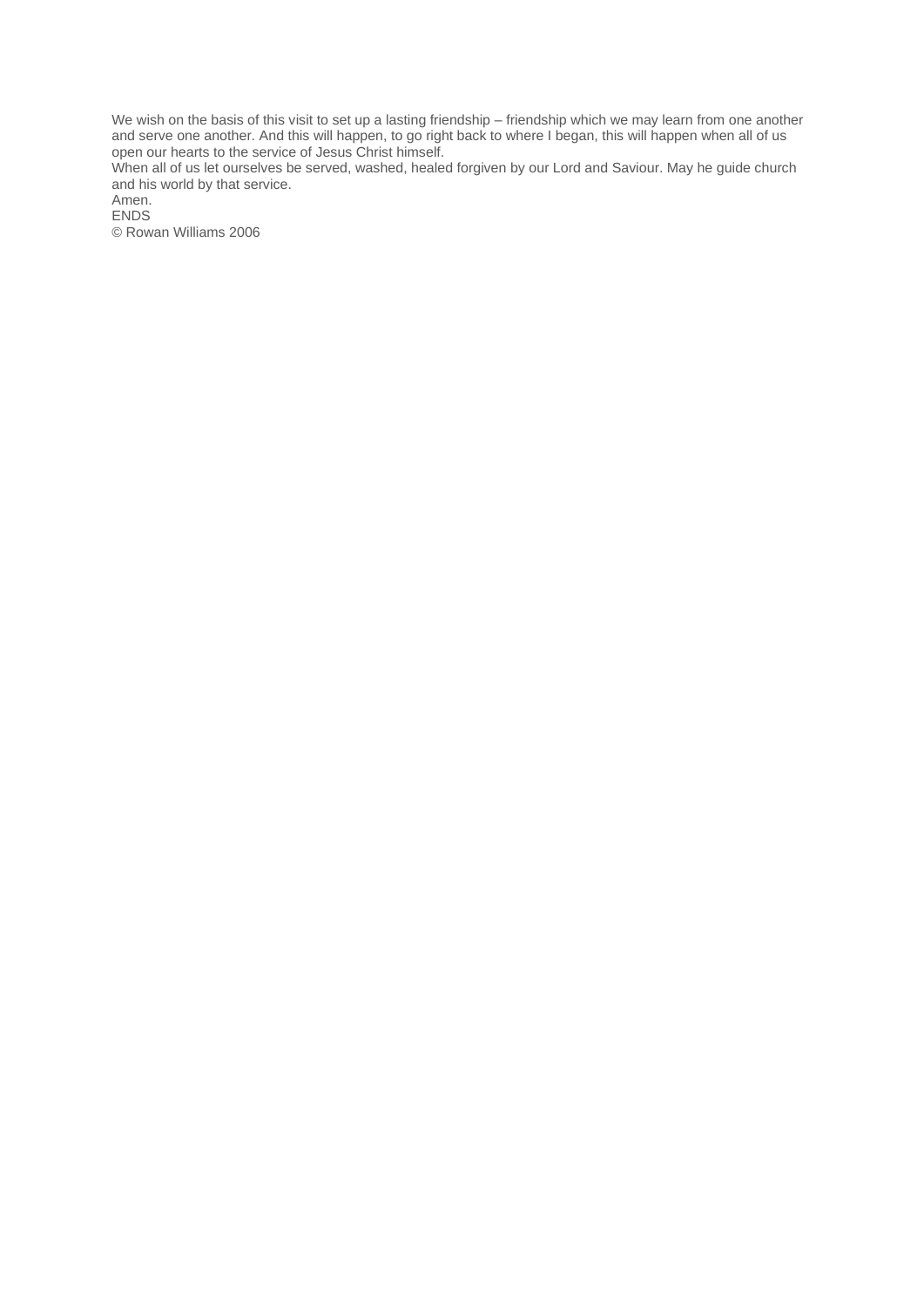We wish on the basis of this visit to set up a lasting friendship – friendship which we may learn from one another and serve one another. And this will happen, to go right back to where I began, this will happen when all of us open our hearts to the service of Jesus Christ himself.

When all of us let ourselves be served, washed, healed forgiven by our Lord and Saviour. May he guide church and his world by that service.

Amen.

ENDS

© Rowan Williams 2006